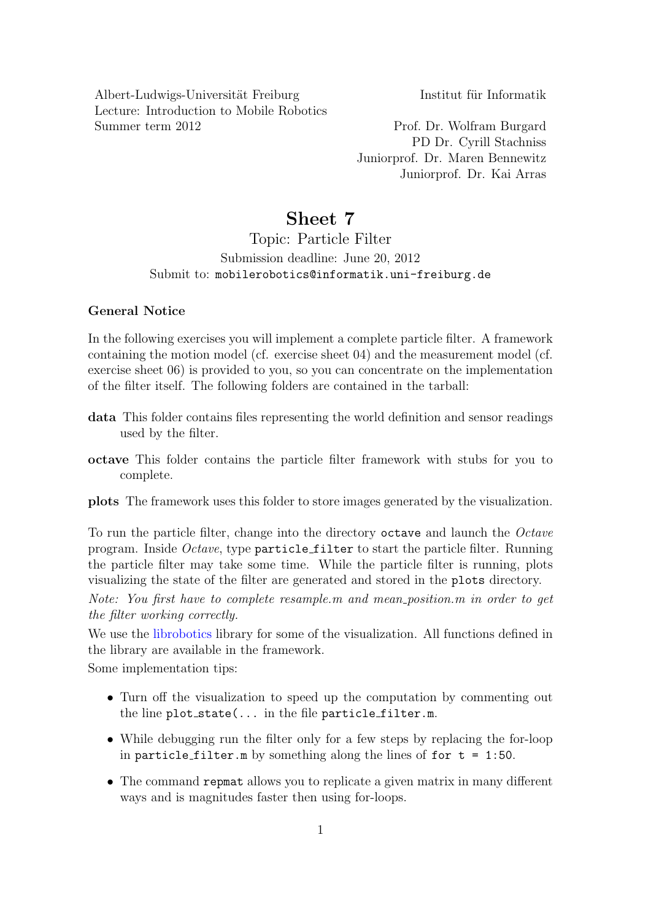Albert-Ludwigs-Universität Freiburg
Lecture: Introduction to Mobile Robotics
Summer term 2012

Institut für Informatik

Prof. Dr. Wolfram Burgard
PD Dr. Cyrill Stachniss
Juniorprof. Dr. Maren Bennewitz
Juniorprof. Dr. Kai Arras

# Sheet 7

## Topic: Particle Filter

Submission deadline: June 20, 2012
Submit to: `mobilerobotics@informatik.uni-freiburg.de`

### General Notice

In the following exercises you will implement a complete particle filter. A framework containing the motion model (cf. exercise sheet 04) and the measurement model (cf. exercise sheet 06) is provided to you, so you can concentrate on the implementation of the filter itself. The following folders are contained in the tarball:

**data** This folder contains files representing the world definition and sensor readings used by the filter.

**octave** This folder contains the particle filter framework with stubs for you to complete.

**plots** The framework uses this folder to store images generated by the visualization.

To run the particle filter, change into the directory `octave` and launch the *Octave* program. Inside *Octave*, type `particle_filter` to start the particle filter. Running the particle filter may take some time. While the particle filter is running, plots visualizing the state of the filter are generated and stored in the `plots` directory.

*Note: You first have to complete resample.m and mean_position.m in order to get the filter working correctly.*

We use the librobotics library for some of the visualization. All functions defined in the library are available in the framework.

Some implementation tips:

- Turn off the visualization to speed up the computation by commenting out the line `plot_state(...` in the file `particle_filter.m`.
- While debugging run the filter only for a few steps by replacing the for-loop in `particle_filter.m` by something along the lines of `for t = 1:50`.
- The command `repmat` allows you to replicate a given matrix in many different ways and is magnitudes faster then using for-loops.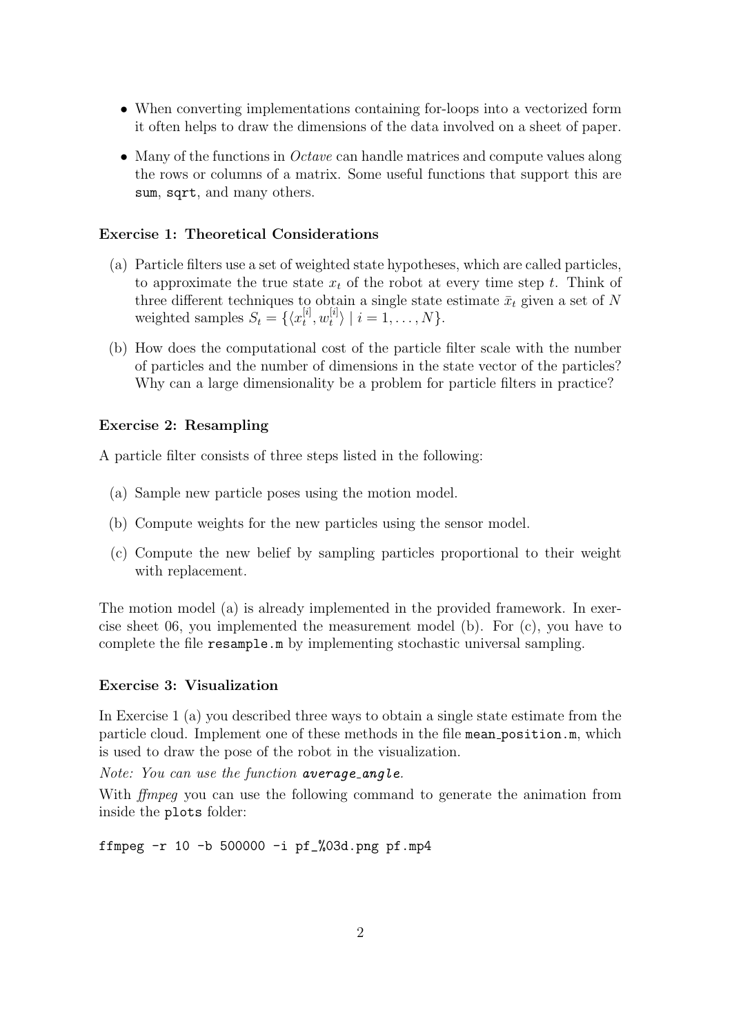- When converting implementations containing for-loops into a vectorized form it often helps to draw the dimensions of the data involved on a sheet of paper.
- Many of the functions in *Octave* can handle matrices and compute values along the rows or columns of a matrix. Some useful functions that support this are `sum`, `sqrt`, and many others.

### Exercise 1: Theoretical Considerations

(a) Particle filters use a set of weighted state hypotheses, which are called particles, to approximate the true state $x_t$ of the robot at every time step $t$. Think of three different techniques to obtain a single state estimate $\bar{x}_t$ given a set of $N$ weighted samples $S_t = \{\langle x_t^{[i]}, w_t^{[i]} \rangle \mid i = 1, \ldots, N\}$.

(b) How does the computational cost of the particle filter scale with the number of particles and the number of dimensions in the state vector of the particles? Why can a large dimensionality be a problem for particle filters in practice?

### Exercise 2: Resampling

A particle filter consists of three steps listed in the following:

(a) Sample new particle poses using the motion model.

(b) Compute weights for the new particles using the sensor model.

(c) Compute the new belief by sampling particles proportional to their weight with replacement.

The motion model (a) is already implemented in the provided framework. In exercise sheet 06, you implemented the measurement model (b). For (c), you have to complete the file `resample.m` by implementing stochastic universal sampling.

### Exercise 3: Visualization

In Exercise 1 (a) you described three ways to obtain a single state estimate from the particle cloud. Implement one of these methods in the file `mean_position.m`, which is used to draw the pose of the robot in the visualization.

*Note: You can use the function* ***`average_angle`***.

With *ffmpeg* you can use the following command to generate the animation from inside the `plots` folder:

```
ffmpeg -r 10 -b 500000 -i pf_%03d.png pf.mp4
```